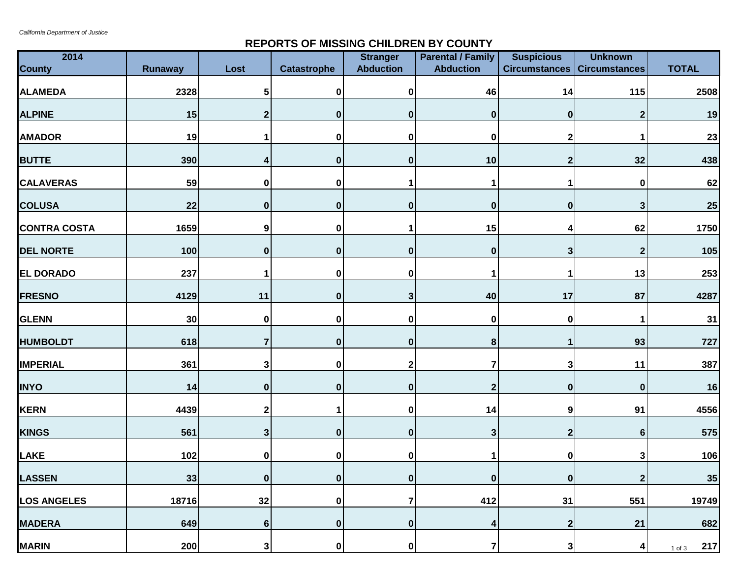*California Department of Justice*

## REPORTS OF MISSING CHILDREN BY COUNTY

| 2014 County | Runaway | Lost | Catastrophe | Stranger Abduction | Parental / Family Abduction | Suspicious Circumstances | Unknown Circumstances | TOTAL |
|---|---|---|---|---|---|---|---|---|
| **ALAMEDA** | 2328 | 5 | 0 | 0 | 46 | 14 | 115 | 2508 |
| **ALPINE** | 15 | 2 | 0 | 0 | 0 | 0 | 2 | 19 |
| **AMADOR** | 19 | 1 | 0 | 0 | 0 | 2 | 1 | 23 |
| **BUTTE** | 390 | 4 | 0 | 0 | 10 | 2 | 32 | 438 |
| **CALAVERAS** | 59 | 0 | 0 | 1 | 1 | 1 | 0 | 62 |
| **COLUSA** | 22 | 0 | 0 | 0 | 0 | 0 | 3 | 25 |
| **CONTRA COSTA** | 1659 | 9 | 0 | 1 | 15 | 4 | 62 | 1750 |
| **DEL NORTE** | 100 | 0 | 0 | 0 | 0 | 3 | 2 | 105 |
| **EL DORADO** | 237 | 1 | 0 | 0 | 1 | 1 | 13 | 253 |
| **FRESNO** | 4129 | 11 | 0 | 3 | 40 | 17 | 87 | 4287 |
| **GLENN** | 30 | 0 | 0 | 0 | 0 | 0 | 1 | 31 |
| **HUMBOLDT** | 618 | 7 | 0 | 0 | 8 | 1 | 93 | 727 |
| **IMPERIAL** | 361 | 3 | 0 | 2 | 7 | 3 | 11 | 387 |
| **INYO** | 14 | 0 | 0 | 0 | 2 | 0 | 0 | 16 |
| **KERN** | 4439 | 2 | 1 | 0 | 14 | 9 | 91 | 4556 |
| **KINGS** | 561 | 3 | 0 | 0 | 3 | 2 | 6 | 575 |
| **LAKE** | 102 | 0 | 0 | 0 | 1 | 0 | 3 | 106 |
| **LASSEN** | 33 | 0 | 0 | 0 | 0 | 0 | 2 | 35 |
| **LOS ANGELES** | 18716 | 32 | 0 | 7 | 412 | 31 | 551 | 19749 |
| **MADERA** | 649 | 6 | 0 | 0 | 4 | 2 | 21 | 682 |
| **MARIN** | 200 | 3 | 0 | 0 | 7 | 3 | 4 | 217 |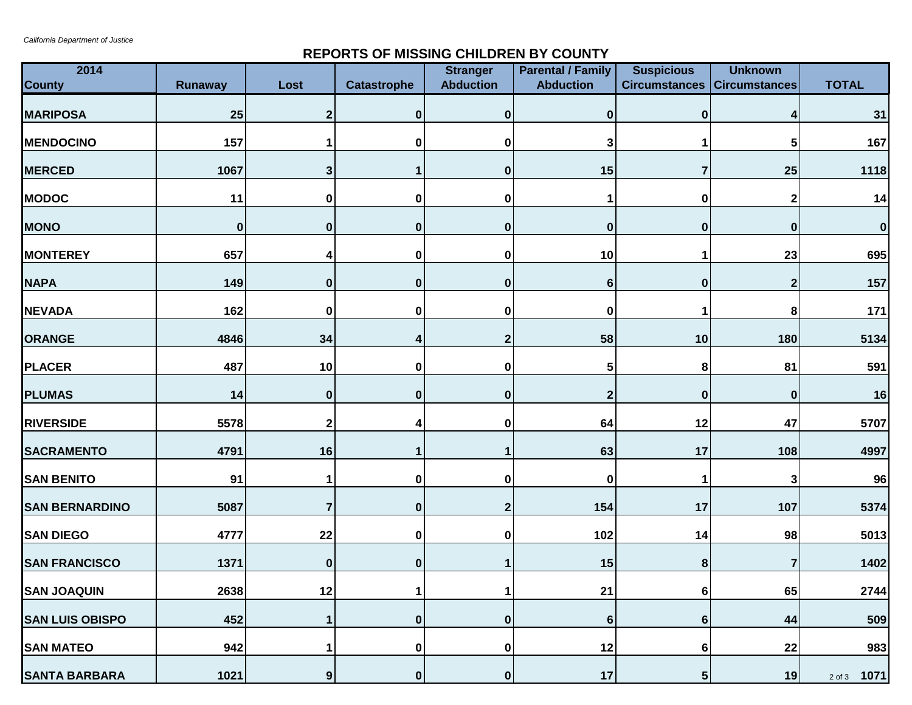California Department of Justice

## REPORTS OF MISSING CHILDREN BY COUNTY

| 2014 County | Runaway | Lost | Catastrophe | Stranger Abduction | Parental / Family Abduction | Suspicious Circumstances | Unknown Circumstances | TOTAL |
|---|---|---|---|---|---|---|---|---|
| MARIPOSA | 25 | 2 | 0 | 0 | 0 | 0 | 4 | 31 |
| MENDOCINO | 157 | 1 | 0 | 0 | 3 | 1 | 5 | 167 |
| MERCED | 1067 | 3 | 1 | 0 | 15 | 7 | 25 | 1118 |
| MODOC | 11 | 0 | 0 | 0 | 1 | 0 | 2 | 14 |
| MONO | 0 | 0 | 0 | 0 | 0 | 0 | 0 | 0 |
| MONTEREY | 657 | 4 | 0 | 0 | 10 | 1 | 23 | 695 |
| NAPA | 149 | 0 | 0 | 0 | 6 | 0 | 2 | 157 |
| NEVADA | 162 | 0 | 0 | 0 | 0 | 1 | 8 | 171 |
| ORANGE | 4846 | 34 | 4 | 2 | 58 | 10 | 180 | 5134 |
| PLACER | 487 | 10 | 0 | 0 | 5 | 8 | 81 | 591 |
| PLUMAS | 14 | 0 | 0 | 0 | 2 | 0 | 0 | 16 |
| RIVERSIDE | 5578 | 2 | 4 | 0 | 64 | 12 | 47 | 5707 |
| SACRAMENTO | 4791 | 16 | 1 | 1 | 63 | 17 | 108 | 4997 |
| SAN BENITO | 91 | 1 | 0 | 0 | 0 | 1 | 3 | 96 |
| SAN BERNARDINO | 5087 | 7 | 0 | 2 | 154 | 17 | 107 | 5374 |
| SAN DIEGO | 4777 | 22 | 0 | 0 | 102 | 14 | 98 | 5013 |
| SAN FRANCISCO | 1371 | 0 | 0 | 1 | 15 | 8 | 7 | 1402 |
| SAN JOAQUIN | 2638 | 12 | 1 | 1 | 21 | 6 | 65 | 2744 |
| SAN LUIS OBISPO | 452 | 1 | 0 | 0 | 6 | 6 | 44 | 509 |
| SAN MATEO | 942 | 1 | 0 | 0 | 12 | 6 | 22 | 983 |
| SANTA BARBARA | 1021 | 9 | 0 | 0 | 17 | 5 | 19 | 1071 |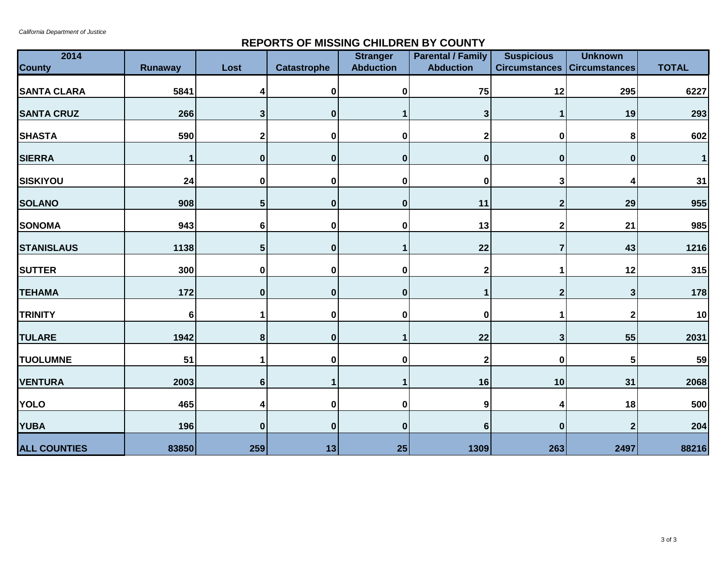*California Department of Justice*

## REPORTS OF MISSING CHILDREN BY COUNTY

| 2014 County | Runaway | Lost | Catastrophe | Stranger Abduction | Parental / Family Abduction | Suspicious Circumstances | Unknown Circumstances | TOTAL |
|---|---|---|---|---|---|---|---|---|
| SANTA CLARA | 5841 | 4 | 0 | 0 | 75 | 12 | 295 | 6227 |
| SANTA CRUZ | 266 | 3 | 0 | 1 | 3 | 1 | 19 | 293 |
| SHASTA | 590 | 2 | 0 | 0 | 2 | 0 | 8 | 602 |
| SIERRA | 1 | 0 | 0 | 0 | 0 | 0 | 0 | 1 |
| SISKIYOU | 24 | 0 | 0 | 0 | 0 | 3 | 4 | 31 |
| SOLANO | 908 | 5 | 0 | 0 | 11 | 2 | 29 | 955 |
| SONOMA | 943 | 6 | 0 | 0 | 13 | 2 | 21 | 985 |
| STANISLAUS | 1138 | 5 | 0 | 1 | 22 | 7 | 43 | 1216 |
| SUTTER | 300 | 0 | 0 | 0 | 2 | 1 | 12 | 315 |
| TEHAMA | 172 | 0 | 0 | 0 | 1 | 2 | 3 | 178 |
| TRINITY | 6 | 1 | 0 | 0 | 0 | 1 | 2 | 10 |
| TULARE | 1942 | 8 | 0 | 1 | 22 | 3 | 55 | 2031 |
| TUOLUMNE | 51 | 1 | 0 | 0 | 2 | 0 | 5 | 59 |
| VENTURA | 2003 | 6 | 1 | 1 | 16 | 10 | 31 | 2068 |
| YOLO | 465 | 4 | 0 | 0 | 9 | 4 | 18 | 500 |
| YUBA | 196 | 0 | 0 | 0 | 6 | 0 | 2 | 204 |
| ALL COUNTIES | 83850 | 259 | 13 | 25 | 1309 | 263 | 2497 | 88216 |